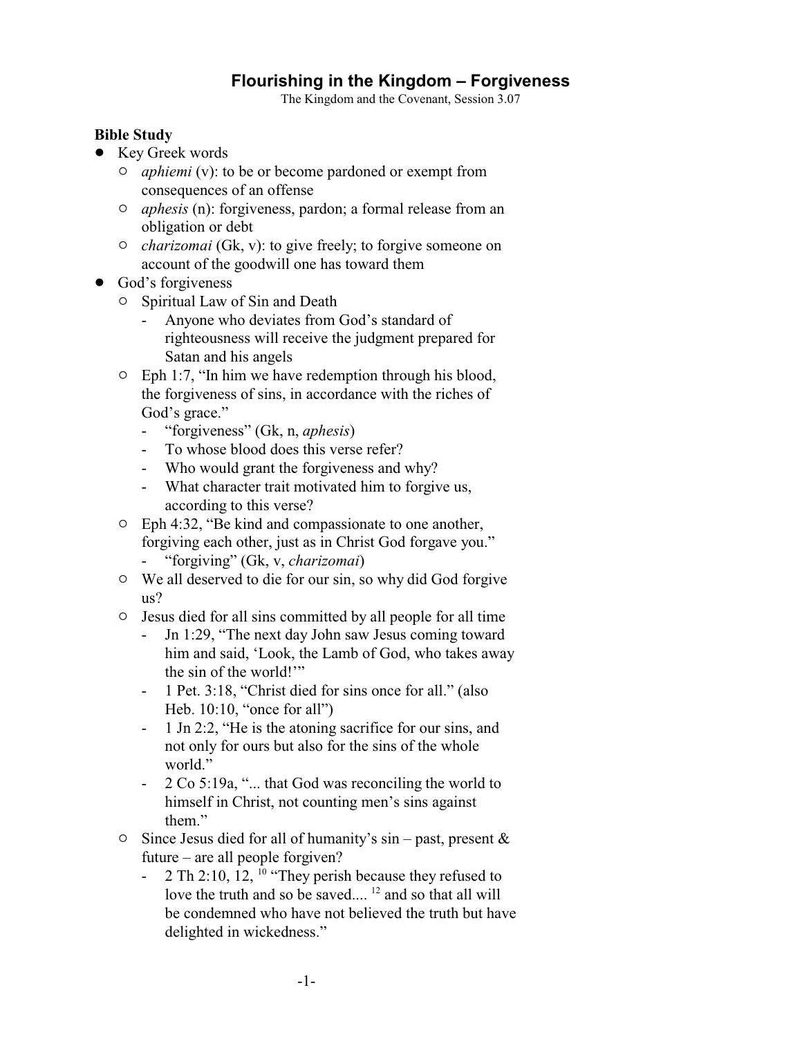# Flourishing in the Kingdom – Forgiveness

The Kingdom and the Covenant, Session 3.07

**Bible Study**

- Key Greek words
  - *aphiemi* (v): to be or become pardoned or exempt from consequences of an offense
  - *aphesis* (n): forgiveness, pardon; a formal release from an obligation or debt
  - *charizomai* (Gk, v): to give freely; to forgive someone on account of the goodwill one has toward them
- God's forgiveness
  - Spiritual Law of Sin and Death
    - Anyone who deviates from God's standard of righteousness will receive the judgment prepared for Satan and his angels
  - Eph 1:7, "In him we have redemption through his blood, the forgiveness of sins, in accordance with the riches of God's grace."
    - "forgiveness" (Gk, n, *aphesis*)
    - To whose blood does this verse refer?
    - Who would grant the forgiveness and why?
    - What character trait motivated him to forgive us, according to this verse?
  - Eph 4:32, "Be kind and compassionate to one another, forgiving each other, just as in Christ God forgave you."
    - "forgiving" (Gk, v, *charizomai*)
  - We all deserved to die for our sin, so why did God forgive us?
  - Jesus died for all sins committed by all people for all time
    - Jn 1:29, "The next day John saw Jesus coming toward him and said, 'Look, the Lamb of God, who takes away the sin of the world!'"
    - 1 Pet. 3:18, "Christ died for sins once for all." (also Heb. 10:10, "once for all")
    - 1 Jn 2:2, "He is the atoning sacrifice for our sins, and not only for ours but also for the sins of the whole world."
    - 2 Co 5:19a, "... that God was reconciling the world to himself in Christ, not counting men's sins against them."
  - Since Jesus died for all of humanity's sin – past, present & future – are all people forgiven?
    - 2 Th 2:10, 12, [10] "They perish because they refused to love the truth and so be saved.... [12] and so that all will be condemned who have not believed the truth but have delighted in wickedness."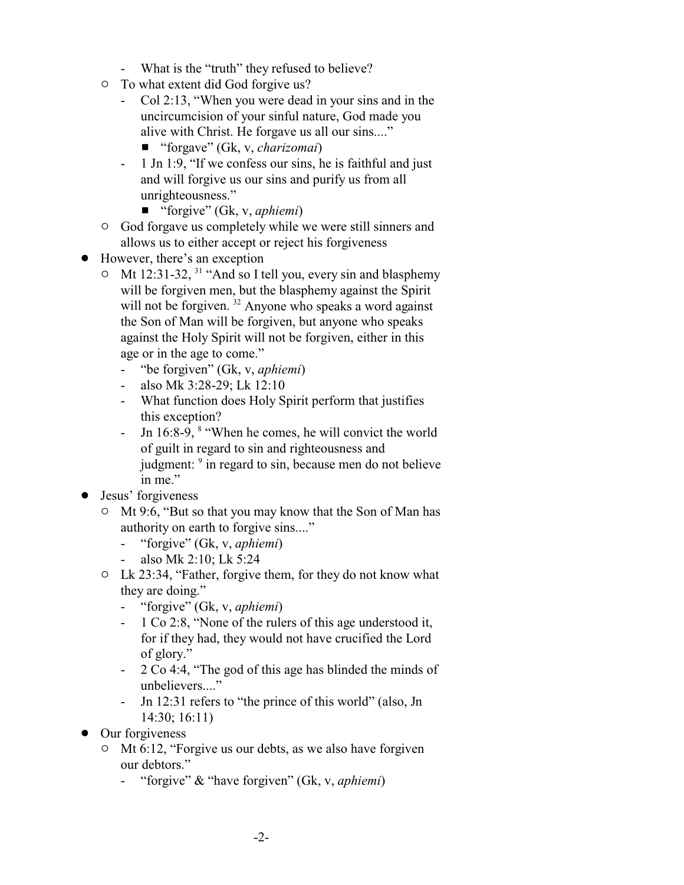- What is the "truth" they refused to believe?
  - To what extent did God forgive us?
    - Col 2:13, "When you were dead in your sins and in the uncircumcision of your sinful nature, God made you alive with Christ. He forgave us all our sins...."
      - "forgave" (Gk, v, *charizomai*)
    - 1 Jn 1:9, "If we confess our sins, he is faithful and just and will forgive us our sins and purify us from all unrighteousness."
      - "forgive" (Gk, v, *aphiemi*)
  - God forgave us completely while we were still sinners and allows us to either accept or reject his forgiveness
- However, there's an exception
  - Mt 12:31-32, [31] "And so I tell you, every sin and blasphemy will be forgiven men, but the blasphemy against the Spirit will not be forgiven. [32] Anyone who speaks a word against the Son of Man will be forgiven, but anyone who speaks against the Holy Spirit will not be forgiven, either in this age or in the age to come."
    - "be forgiven" (Gk, v, *aphiemi*)
    - also Mk 3:28-29; Lk 12:10
    - What function does Holy Spirit perform that justifies this exception?
    - Jn 16:8-9, [8] "When he comes, he will convict the world of guilt in regard to sin and righteousness and judgment: [9] in regard to sin, because men do not believe in me."
- Jesus' forgiveness
  - Mt 9:6, "But so that you may know that the Son of Man has authority on earth to forgive sins...."
    - "forgive" (Gk, v, *aphiemi*)
    - also Mk 2:10; Lk 5:24
  - Lk 23:34, "Father, forgive them, for they do not know what they are doing."
    - "forgive" (Gk, v, *aphiemi*)
    - 1 Co 2:8, "None of the rulers of this age understood it, for if they had, they would not have crucified the Lord of glory."
    - 2 Co 4:4, "The god of this age has blinded the minds of unbelievers...."
    - Jn 12:31 refers to "the prince of this world" (also, Jn 14:30; 16:11)
- Our forgiveness
  - Mt 6:12, "Forgive us our debts, as we also have forgiven our debtors."
    - "forgive" & "have forgiven" (Gk, v, *aphiemi*)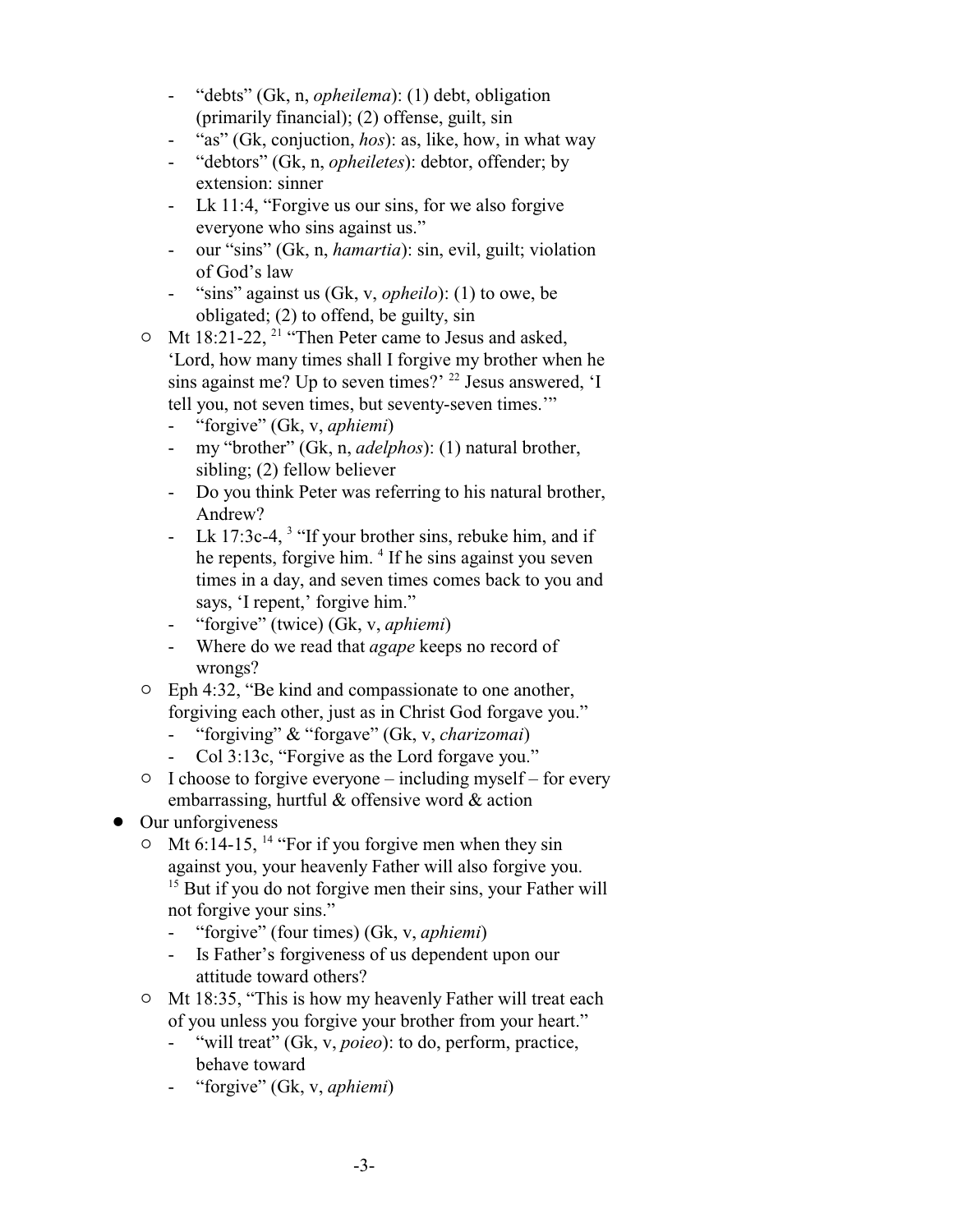- "debts" (Gk, n, *opheilema*): (1) debt, obligation (primarily financial); (2) offense, guilt, sin
      - "as" (Gk, conjuction, *hos*): as, like, how, in what way
      - "debtors" (Gk, n, *opheiletes*): debtor, offender; by extension: sinner
      - Lk 11:4, "Forgive us our sins, for we also forgive everyone who sins against us."
      - our "sins" (Gk, n, *hamartia*): sin, evil, guilt; violation of God's law
      - "sins" against us (Gk, v, *opheilo*): (1) to owe, be obligated; (2) to offend, be guilty, sin
   - Mt 18:21-22, [21] "Then Peter came to Jesus and asked, 'Lord, how many times shall I forgive my brother when he sins against me? Up to seven times?' [22] Jesus answered, 'I tell you, not seven times, but seventy-seven times.'"
      - "forgive" (Gk, v, *aphiemi*)
      - my "brother" (Gk, n, *adelphos*): (1) natural brother, sibling; (2) fellow believer
      - Do you think Peter was referring to his natural brother, Andrew?
      - Lk 17:3c-4, [3] "If your brother sins, rebuke him, and if he repents, forgive him. [4] If he sins against you seven times in a day, and seven times comes back to you and says, 'I repent,' forgive him."
      - "forgive" (twice) (Gk, v, *aphiemi*)
      - Where do we read that *agape* keeps no record of wrongs?
   - Eph 4:32, "Be kind and compassionate to one another, forgiving each other, just as in Christ God forgave you."
      - "forgiving" & "forgave" (Gk, v, *charizomai*)
      - Col 3:13c, "Forgive as the Lord forgave you."
   - I choose to forgive everyone – including myself – for every embarrassing, hurtful & offensive word & action
- Our unforgiveness
   - Mt 6:14-15, [14] "For if you forgive men when they sin against you, your heavenly Father will also forgive you. [15] But if you do not forgive men their sins, your Father will not forgive your sins."
      - "forgive" (four times) (Gk, v, *aphiemi*)
      - Is Father's forgiveness of us dependent upon our attitude toward others?
   - Mt 18:35, "This is how my heavenly Father will treat each of you unless you forgive your brother from your heart."
      - "will treat" (Gk, v, *poieo*): to do, perform, practice, behave toward
      - "forgive" (Gk, v, *aphiemi*)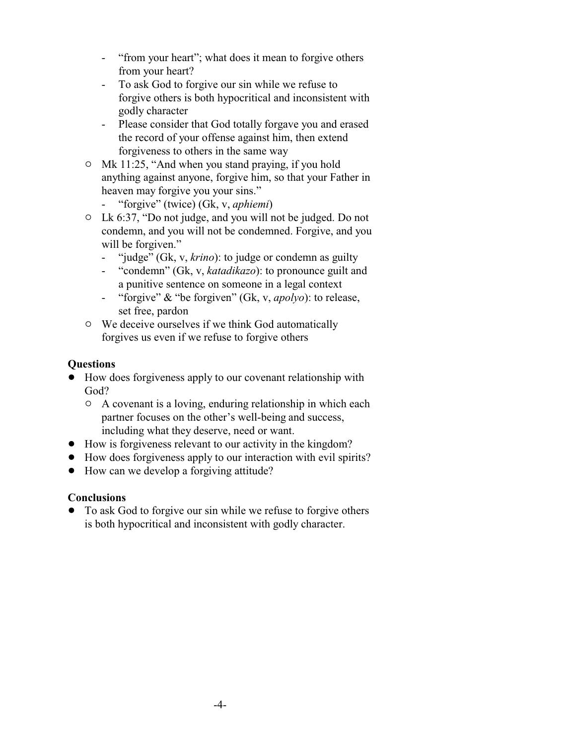- "from your heart"; what does it mean to forgive others from your heart?
        - To ask God to forgive our sin while we refuse to forgive others is both hypocritical and inconsistent with godly character
        - Please consider that God totally forgave you and erased the record of your offense against him, then extend forgiveness to others in the same way
    - Mk 11:25, "And when you stand praying, if you hold anything against anyone, forgive him, so that your Father in heaven may forgive you your sins."
        - "forgive" (twice) (Gk, v, *aphiemi*)
    - Lk 6:37, "Do not judge, and you will not be judged. Do not condemn, and you will not be condemned. Forgive, and you will be forgiven."
        - "judge" (Gk, v, *krino*): to judge or condemn as guilty
        - "condemn" (Gk, v, *katadikazo*): to pronounce guilt and a punitive sentence on someone in a legal context
        - "forgive" & "be forgiven" (Gk, v, *apolyo*): to release, set free, pardon
    - We deceive ourselves if we think God automatically forgives us even if we refuse to forgive others

**Questions**

- How does forgiveness apply to our covenant relationship with God?
    - A covenant is a loving, enduring relationship in which each partner focuses on the other's well-being and success, including what they deserve, need or want.
- How is forgiveness relevant to our activity in the kingdom?
- How does forgiveness apply to our interaction with evil spirits?
- How can we develop a forgiving attitude?

**Conclusions**

- To ask God to forgive our sin while we refuse to forgive others is both hypocritical and inconsistent with godly character.